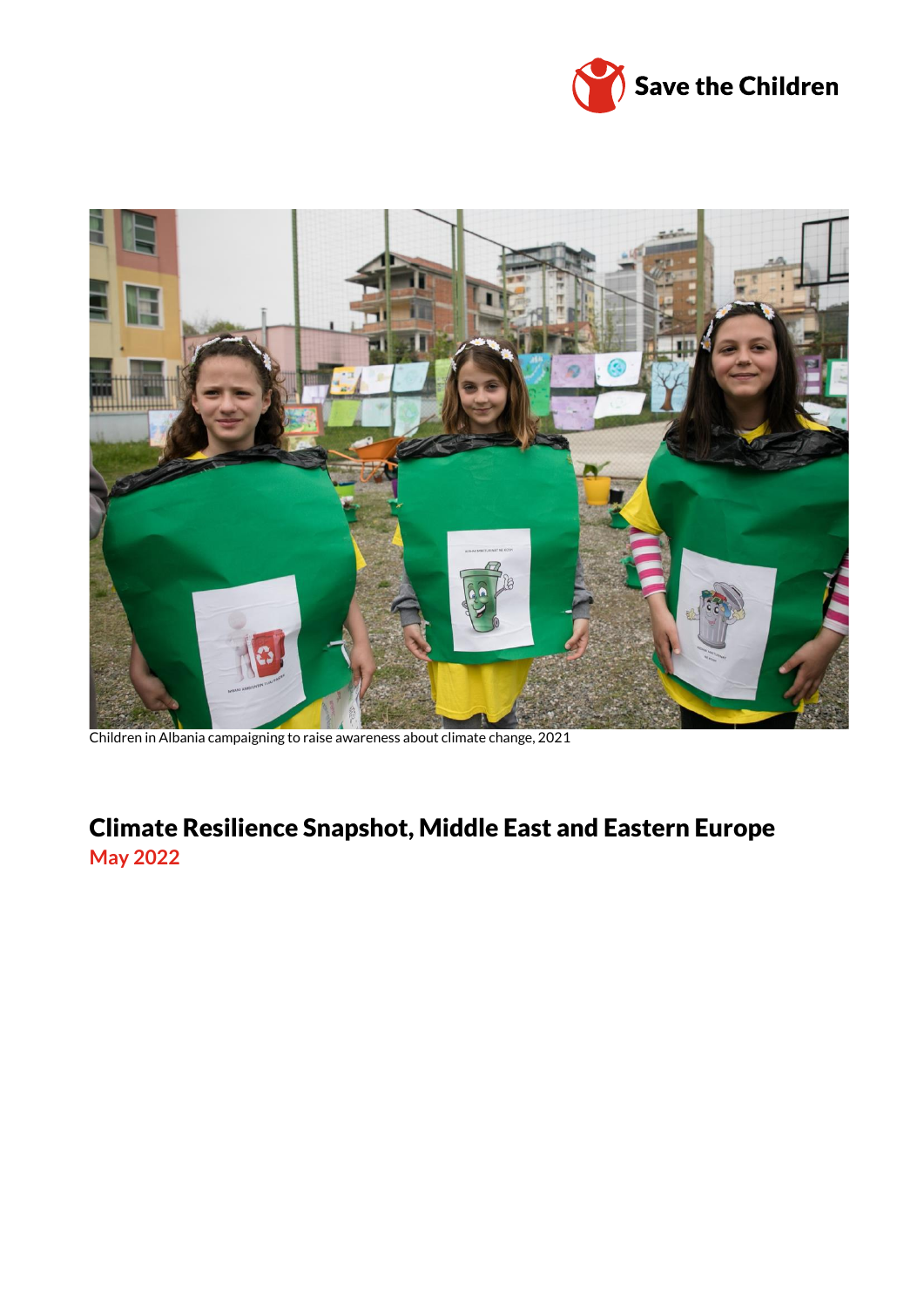Save the Children

Children in Albania campaigning to raise awareness about climate change, 2021

# Climate Resilience Snapshot, Middle East and Eastern Europe

**May 2022**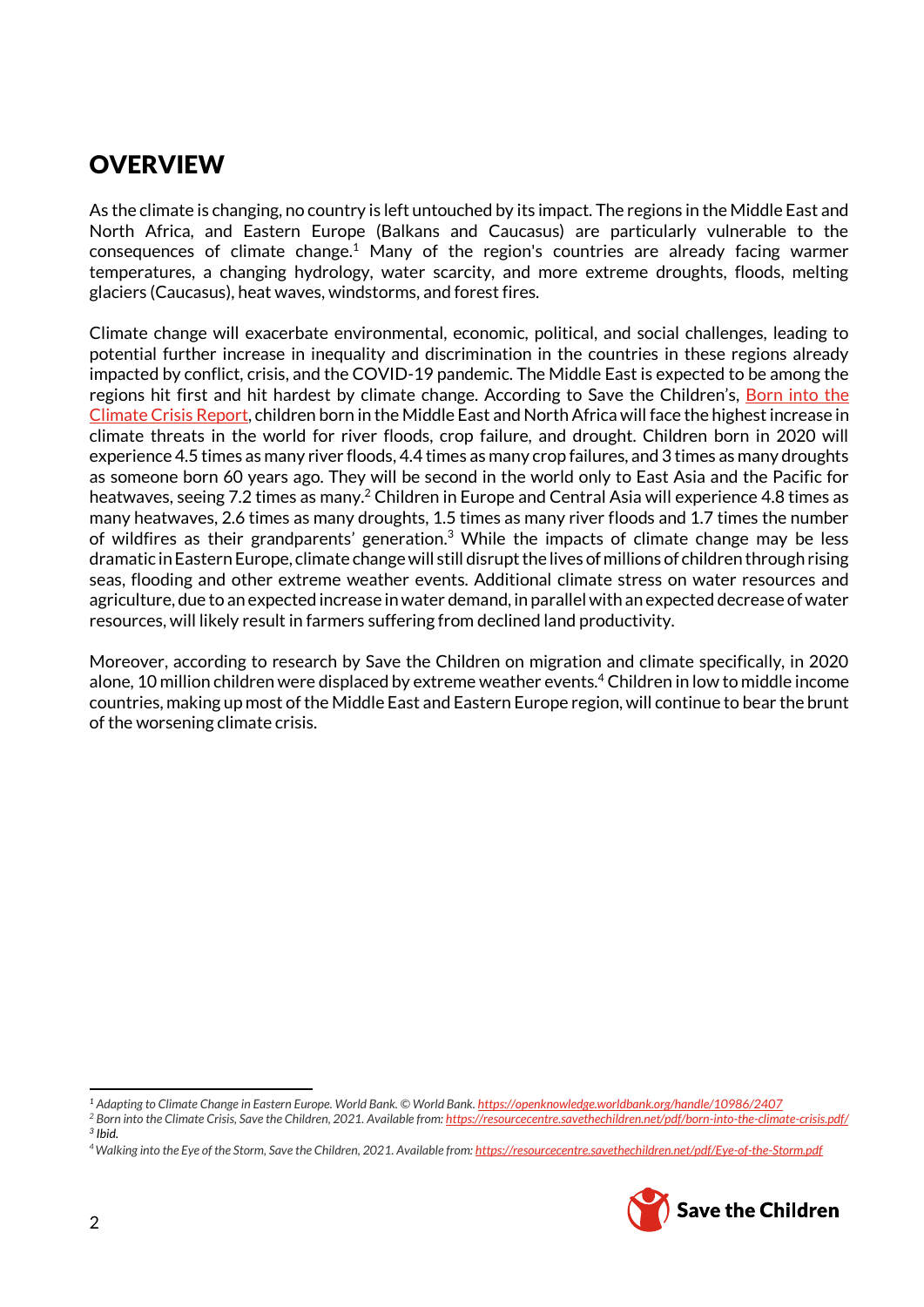# OVERVIEW

As the climate is changing, no country is left untouched by its impact. The regions in the Middle East and North Africa, and Eastern Europe (Balkans and Caucasus) are particularly vulnerable to the consequences of climate change.[1] Many of the region's countries are already facing warmer temperatures, a changing hydrology, water scarcity, and more extreme droughts, floods, melting glaciers (Caucasus), heat waves, windstorms, and forest fires.

Climate change will exacerbate environmental, economic, political, and social challenges, leading to potential further increase in inequality and discrimination in the countries in these regions already impacted by conflict, crisis, and the COVID-19 pandemic. The Middle East is expected to be among the regions hit first and hit hardest by climate change. According to Save the Children's, Born into the Climate Crisis Report, children born in the Middle East and North Africa will face the highest increase in climate threats in the world for river floods, crop failure, and drought. Children born in 2020 will experience 4.5 times as many river floods, 4.4 times as many crop failures, and 3 times as many droughts as someone born 60 years ago. They will be second in the world only to East Asia and the Pacific for heatwaves, seeing 7.2 times as many.[2] Children in Europe and Central Asia will experience 4.8 times as many heatwaves, 2.6 times as many droughts, 1.5 times as many river floods and 1.7 times the number of wildfires as their grandparents' generation.[3] While the impacts of climate change may be less dramatic in Eastern Europe, climate change will still disrupt the lives of millions of children through rising seas, flooding and other extreme weather events. Additional climate stress on water resources and agriculture, due to an expected increase in water demand, in parallel with an expected decrease of water resources, will likely result in farmers suffering from declined land productivity.

Moreover, according to research by Save the Children on migration and climate specifically, in 2020 alone, 10 million children were displaced by extreme weather events.[4] Children in low to middle income countries, making up most of the Middle East and Eastern Europe region, will continue to bear the brunt of the worsening climate crisis.

---

[1] *Adapting to Climate Change in Eastern Europe. World Bank. © World Bank. https://openknowledge.worldbank.org/handle/10986/2407*

[2] *Born into the Climate Crisis, Save the Children, 2021. Available from: https://resourcecentre.savethechildren.net/pdf/born-into-the-climate-crisis.pdf/*

[3] *Ibid.*

[4] *Walking into the Eye of the Storm, Save the Children, 2021. Available from: https://resourcecentre.savethechildren.net/pdf/Eye-of-the-Storm.pdf*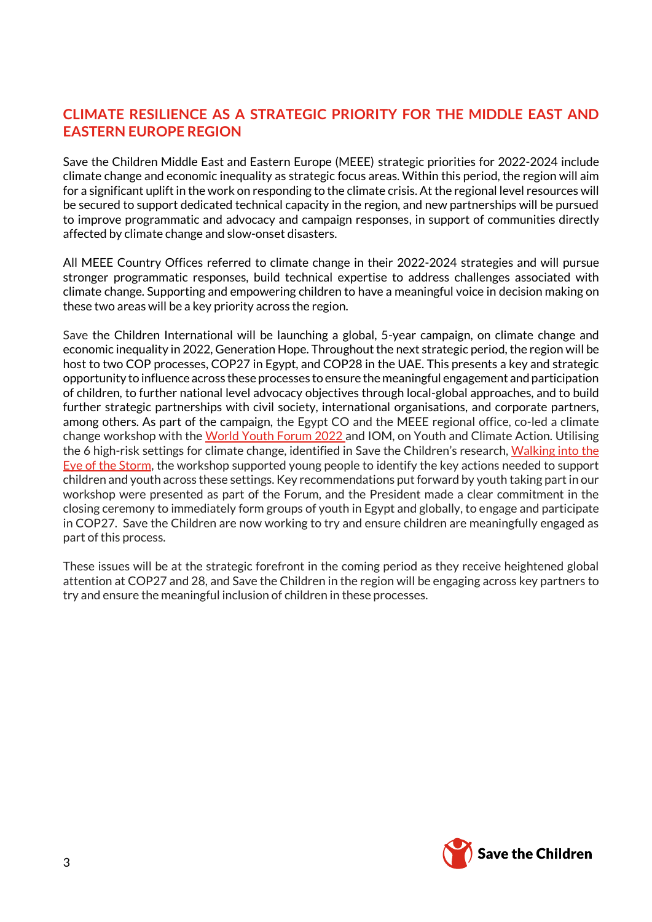## CLIMATE RESILIENCE AS A STRATEGIC PRIORITY FOR THE MIDDLE EAST AND EASTERN EUROPE REGION

Save the Children Middle East and Eastern Europe (MEEE) strategic priorities for 2022-2024 include climate change and economic inequality as strategic focus areas. Within this period, the region will aim for a significant uplift in the work on responding to the climate crisis. At the regional level resources will be secured to support dedicated technical capacity in the region, and new partnerships will be pursued to improve programmatic and advocacy and campaign responses, in support of communities directly affected by climate change and slow-onset disasters.

All MEEE Country Offices referred to climate change in their 2022-2024 strategies and will pursue stronger programmatic responses, build technical expertise to address challenges associated with climate change. Supporting and empowering children to have a meaningful voice in decision making on these two areas will be a key priority across the region.

Save the Children International will be launching a global, 5-year campaign, on climate change and economic inequality in 2022, Generation Hope. Throughout the next strategic period, the region will be host to two COP processes, COP27 in Egypt, and COP28 in the UAE. This presents a key and strategic opportunity to influence across these processes to ensure the meaningful engagement and participation of children, to further national level advocacy objectives through local-global approaches, and to build further strategic partnerships with civil society, international organisations, and corporate partners, among others. As part of the campaign, the Egypt CO and the MEEE regional office, co-led a climate change workshop with the World Youth Forum 2022 and IOM, on Youth and Climate Action. Utilising the 6 high-risk settings for climate change, identified in Save the Children's research, Walking into the Eye of the Storm, the workshop supported young people to identify the key actions needed to support children and youth across these settings. Key recommendations put forward by youth taking part in our workshop were presented as part of the Forum, and the President made a clear commitment in the closing ceremony to immediately form groups of youth in Egypt and globally, to engage and participate in COP27. Save the Children are now working to try and ensure children are meaningfully engaged as part of this process.

These issues will be at the strategic forefront in the coming period as they receive heightened global attention at COP27 and 28, and Save the Children in the region will be engaging across key partners to try and ensure the meaningful inclusion of children in these processes.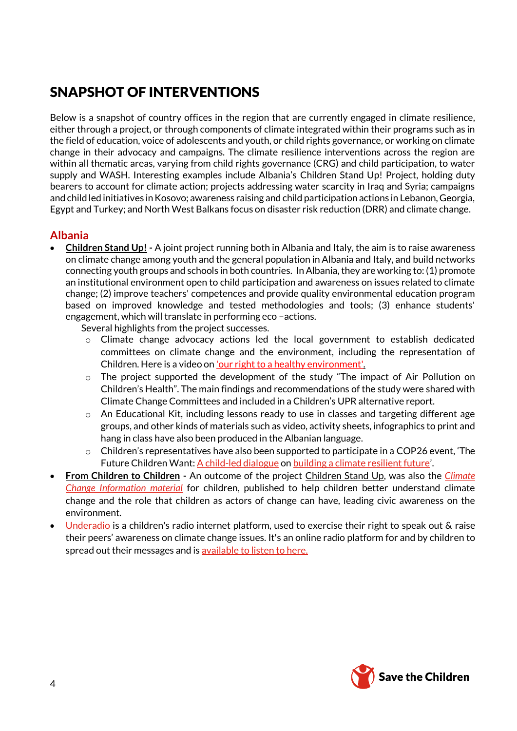# SNAPSHOT OF INTERVENTIONS

Below is a snapshot of country offices in the region that are currently engaged in climate resilience, either through a project, or through components of climate integrated within their programs such as in the field of education, voice of adolescents and youth, or child rights governance, or working on climate change in their advocacy and campaigns. The climate resilience interventions across the region are within all thematic areas, varying from child rights governance (CRG) and child participation, to water supply and WASH. Interesting examples include Albania's Children Stand Up! Project, holding duty bearers to account for climate action; projects addressing water scarcity in Iraq and Syria; campaigns and child led initiatives in Kosovo; awareness raising and child participation actions in Lebanon, Georgia, Egypt and Turkey; and North West Balkans focus on disaster risk reduction (DRR) and climate change.

## Albania

- **Children Stand Up! -** A joint project running both in Albania and Italy, the aim is to raise awareness on climate change among youth and the general population in Albania and Italy, and build networks connecting youth groups and schools in both countries. In Albania, they are working to: (1) promote an institutional environment open to child participation and awareness on issues related to climate change; (2) improve teachers' competences and provide quality environmental education program based on improved knowledge and tested methodologies and tools; (3) enhance students' engagement, which will translate in performing eco –actions.

  Several highlights from the project successes.
  - Climate change advocacy actions led the local government to establish dedicated committees on climate change and the environment, including the representation of Children. Here is a video on 'our right to a healthy environment'.
  - The project supported the development of the study "The impact of Air Pollution on Children's Health". The main findings and recommendations of the study were shared with Climate Change Committees and included in a Children's UPR alternative report.
  - An Educational Kit, including lessons ready to use in classes and targeting different age groups, and other kinds of materials such as video, activity sheets, infographics to print and hang in class have also been produced in the Albanian language.
  - Children's representatives have also been supported to participate in a COP26 event, 'The Future Children Want: A child-led dialogue on building a climate resilient future'.
- **From Children to Children** - An outcome of the project Children Stand Up, was also the *Climate Change Information material* for children, published to help children better understand climate change and the role that children as actors of change can have, leading civic awareness on the environment.
- Underadio is a children's radio internet platform, used to exercise their right to speak out & raise their peers' awareness on climate change issues. It's an online radio platform for and by children to spread out their messages and is available to listen to here.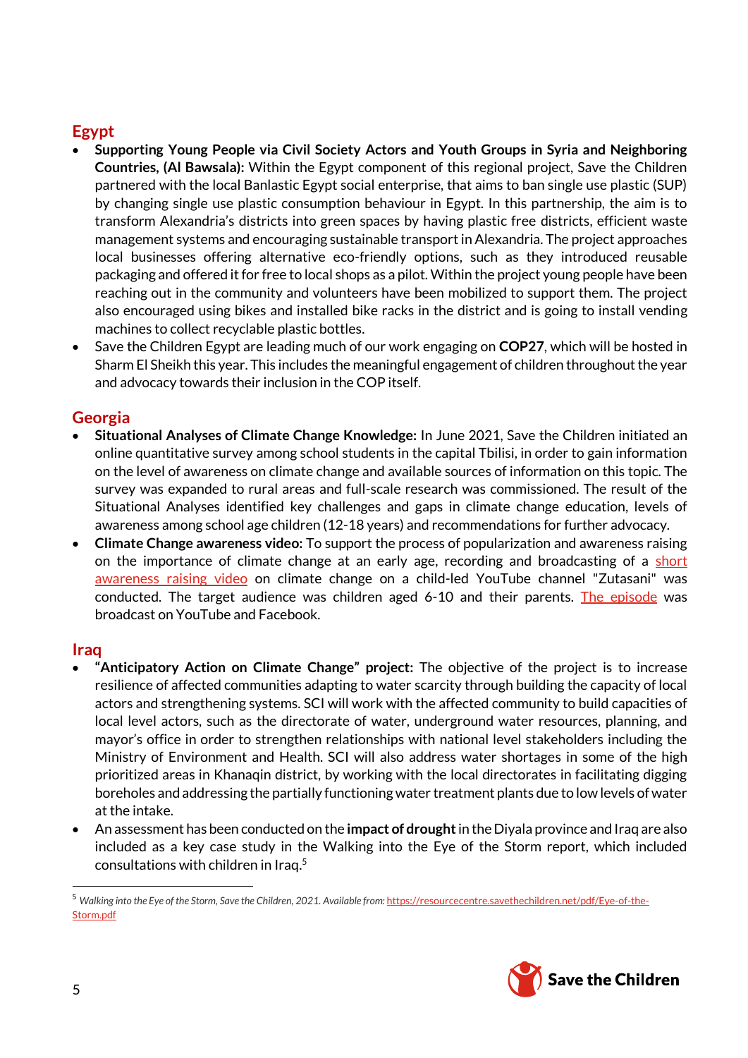## Egypt

- **Supporting Young People via Civil Society Actors and Youth Groups in Syria and Neighboring Countries, (Al Bawsala):** Within the Egypt component of this regional project, Save the Children partnered with the local Banlastic Egypt social enterprise, that aims to ban single use plastic (SUP) by changing single use plastic consumption behaviour in Egypt. In this partnership, the aim is to transform Alexandria's districts into green spaces by having plastic free districts, efficient waste management systems and encouraging sustainable transport in Alexandria. The project approaches local businesses offering alternative eco-friendly options, such as they introduced reusable packaging and offered it for free to local shops as a pilot. Within the project young people have been reaching out in the community and volunteers have been mobilized to support them. The project also encouraged using bikes and installed bike racks in the district and is going to install vending machines to collect recyclable plastic bottles.
- Save the Children Egypt are leading much of our work engaging on **COP27**, which will be hosted in Sharm El Sheikh this year. This includes the meaningful engagement of children throughout the year and advocacy towards their inclusion in the COP itself.

## Georgia

- **Situational Analyses of Climate Change Knowledge:** In June 2021, Save the Children initiated an online quantitative survey among school students in the capital Tbilisi, in order to gain information on the level of awareness on climate change and available sources of information on this topic. The survey was expanded to rural areas and full-scale research was commissioned. The result of the Situational Analyses identified key challenges and gaps in climate change education, levels of awareness among school age children (12-18 years) and recommendations for further advocacy.
- **Climate Change awareness video:** To support the process of popularization and awareness raising on the importance of climate change at an early age, recording and broadcasting of a short awareness raising video on climate change on a child-led YouTube channel "Zutasani" was conducted. The target audience was children aged 6-10 and their parents. The episode was broadcast on YouTube and Facebook.

## Iraq

- **"Anticipatory Action on Climate Change" project:** The objective of the project is to increase resilience of affected communities adapting to water scarcity through building the capacity of local actors and strengthening systems. SCI will work with the affected community to build capacities of local level actors, such as the directorate of water, underground water resources, planning, and mayor's office in order to strengthen relationships with national level stakeholders including the Ministry of Environment and Health. SCI will also address water shortages in some of the high prioritized areas in Khanaqin district, by working with the local directorates in facilitating digging boreholes and addressing the partially functioning water treatment plants due to low levels of water at the intake.
- An assessment has been conducted on the **impact of drought** in the Diyala province and Iraq are also included as a key case study in the Walking into the Eye of the Storm report, which included consultations with children in Iraq.[5]

[5] *Walking into the Eye of the Storm, Save the Children, 2021. Available from:* https://resourcecentre.savethechildren.net/pdf/Eye-of-the-Storm.pdf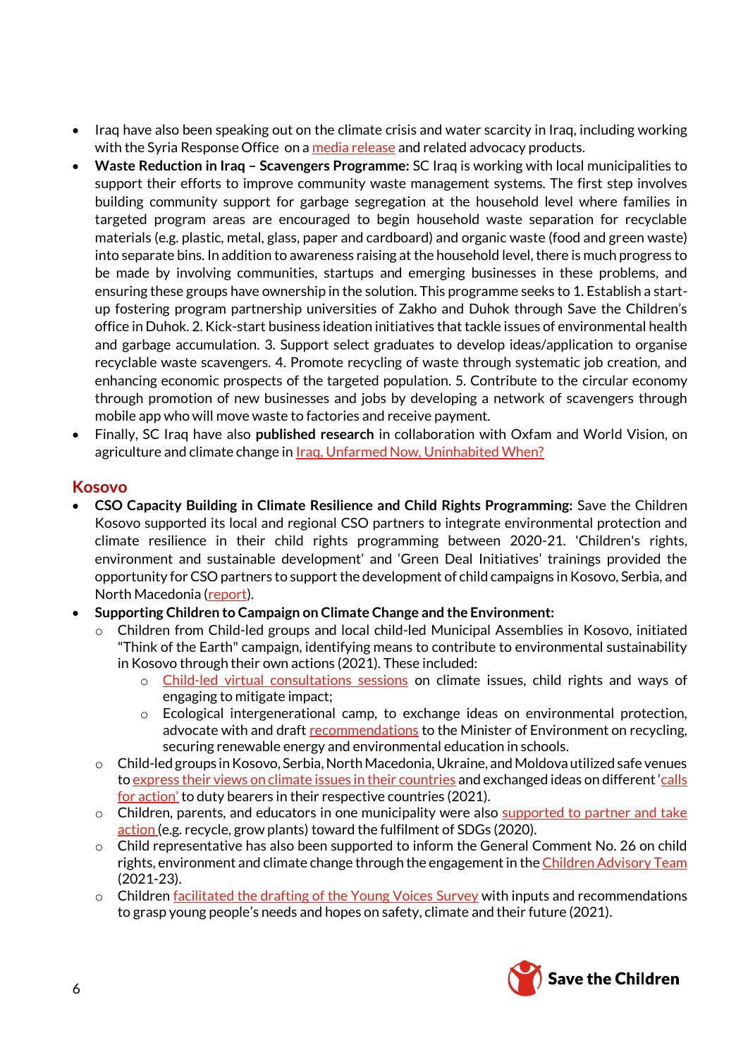- Iraq have also been speaking out on the climate crisis and water scarcity in Iraq, including working with the Syria Response Office on a media release and related advocacy products.
- **Waste Reduction in Iraq – Scavengers Programme:** SC Iraq is working with local municipalities to support their efforts to improve community waste management systems. The first step involves building community support for garbage segregation at the household level where families in targeted program areas are encouraged to begin household waste separation for recyclable materials (e.g. plastic, metal, glass, paper and cardboard) and organic waste (food and green waste) into separate bins. In addition to awareness raising at the household level, there is much progress to be made by involving communities, startups and emerging businesses in these problems, and ensuring these groups have ownership in the solution. This programme seeks to 1. Establish a start-up fostering program partnership universities of Zakho and Duhok through Save the Children's office in Duhok. 2. Kick-start business ideation initiatives that tackle issues of environmental health and garbage accumulation. 3. Support select graduates to develop ideas/application to organise recyclable waste scavengers. 4. Promote recycling of waste through systematic job creation, and enhancing economic prospects of the targeted population. 5. Contribute to the circular economy through promotion of new businesses and jobs by developing a network of scavengers through mobile app who will move waste to factories and receive payment.
- Finally, SC Iraq have also **published research** in collaboration with Oxfam and World Vision, on agriculture and climate change in Iraq, Unfarmed Now, Uninhabited When?

## Kosovo

- **CSO Capacity Building in Climate Resilience and Child Rights Programming:** Save the Children Kosovo supported its local and regional CSO partners to integrate environmental protection and climate resilience in their child rights programming between 2020-21. 'Children's rights, environment and sustainable development' and 'Green Deal Initiatives' trainings provided the opportunity for CSO partners to support the development of child campaigns in Kosovo, Serbia, and North Macedonia (report).
- **Supporting Children to Campaign on Climate Change and the Environment:**
  - Children from Child-led groups and local child-led Municipal Assemblies in Kosovo, initiated "Think of the Earth" campaign, identifying means to contribute to environmental sustainability in Kosovo through their own actions (2021). These included:
    - Child-led virtual consultations sessions on climate issues, child rights and ways of engaging to mitigate impact;
    - Ecological intergenerational camp, to exchange ideas on environmental protection, advocate with and draft recommendations to the Minister of Environment on recycling, securing renewable energy and environmental education in schools.
  - Child-led groups in Kosovo, Serbia, North Macedonia, Ukraine, and Moldova utilized safe venues to express their views on climate issues in their countries and exchanged ideas on different 'calls for action' to duty bearers in their respective countries (2021).
  - Children, parents, and educators in one municipality were also supported to partner and take action (e.g. recycle, grow plants) toward the fulfilment of SDGs (2020).
  - Child representative has also been supported to inform the General Comment No. 26 on child rights, environment and climate change through the engagement in the Children Advisory Team (2021-23).
  - Children facilitated the drafting of the Young Voices Survey with inputs and recommendations to grasp young people's needs and hopes on safety, climate and their future (2021).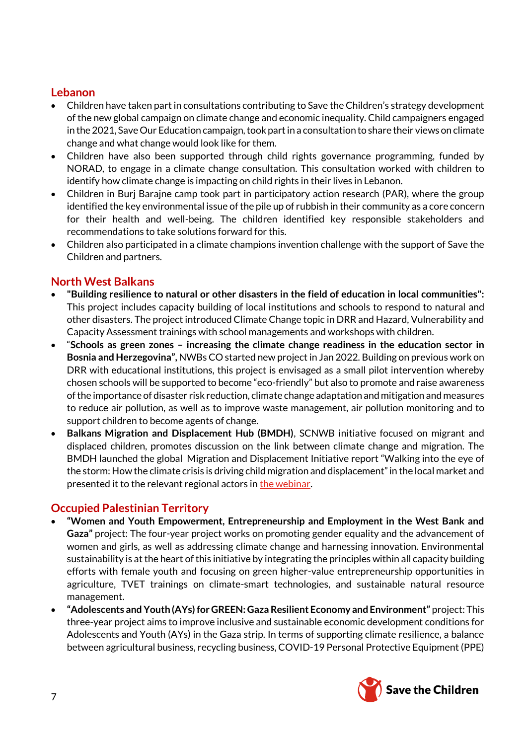## Lebanon

- Children have taken part in consultations contributing to Save the Children's strategy development of the new global campaign on climate change and economic inequality. Child campaigners engaged in the 2021, Save Our Education campaign, took part in a consultation to share their views on climate change and what change would look like for them.
- Children have also been supported through child rights governance programming, funded by NORAD, to engage in a climate change consultation. This consultation worked with children to identify how climate change is impacting on child rights in their lives in Lebanon.
- Children in Burj Barajne camp took part in participatory action research (PAR), where the group identified the key environmental issue of the pile up of rubbish in their community as a core concern for their health and well-being. The children identified key responsible stakeholders and recommendations to take solutions forward for this.
- Children also participated in a climate champions invention challenge with the support of Save the Children and partners.

## North West Balkans

- **"Building resilience to natural or other disasters in the field of education in local communities":** This project includes capacity building of local institutions and schools to respond to natural and other disasters. The project introduced Climate Change topic in DRR and Hazard, Vulnerability and Capacity Assessment trainings with school managements and workshops with children.
- "**Schools as green zones – increasing the climate change readiness in the education sector in Bosnia and Herzegovina",** NWBs CO started new project in Jan 2022. Building on previous work on DRR with educational institutions, this project is envisaged as a small pilot intervention whereby chosen schools will be supported to become "eco-friendly" but also to promote and raise awareness of the importance of disaster risk reduction, climate change adaptation and mitigation and measures to reduce air pollution, as well as to improve waste management, air pollution monitoring and to support children to become agents of change.
- **Balkans Migration and Displacement Hub (BMDH)**, SCNWB initiative focused on migrant and displaced children, promotes discussion on the link between climate change and migration. The BMDH launched the global Migration and Displacement Initiative report "Walking into the eye of the storm: How the climate crisis is driving child migration and displacement" in the local market and presented it to the relevant regional actors in the webinar.

## Occupied Palestinian Territory

- **"Women and Youth Empowerment, Entrepreneurship and Employment in the West Bank and Gaza"** project: The four-year project works on promoting gender equality and the advancement of women and girls, as well as addressing climate change and harnessing innovation. Environmental sustainability is at the heart of this initiative by integrating the principles within all capacity building efforts with female youth and focusing on green higher-value entrepreneurship opportunities in agriculture, TVET trainings on climate-smart technologies, and sustainable natural resource management.
- **"Adolescents and Youth (AYs) for GREEN: Gaza Resilient Economy and Environment"** project: This three-year project aims to improve inclusive and sustainable economic development conditions for Adolescents and Youth (AYs) in the Gaza strip. In terms of supporting climate resilience, a balance between agricultural business, recycling business, COVID-19 Personal Protective Equipment (PPE)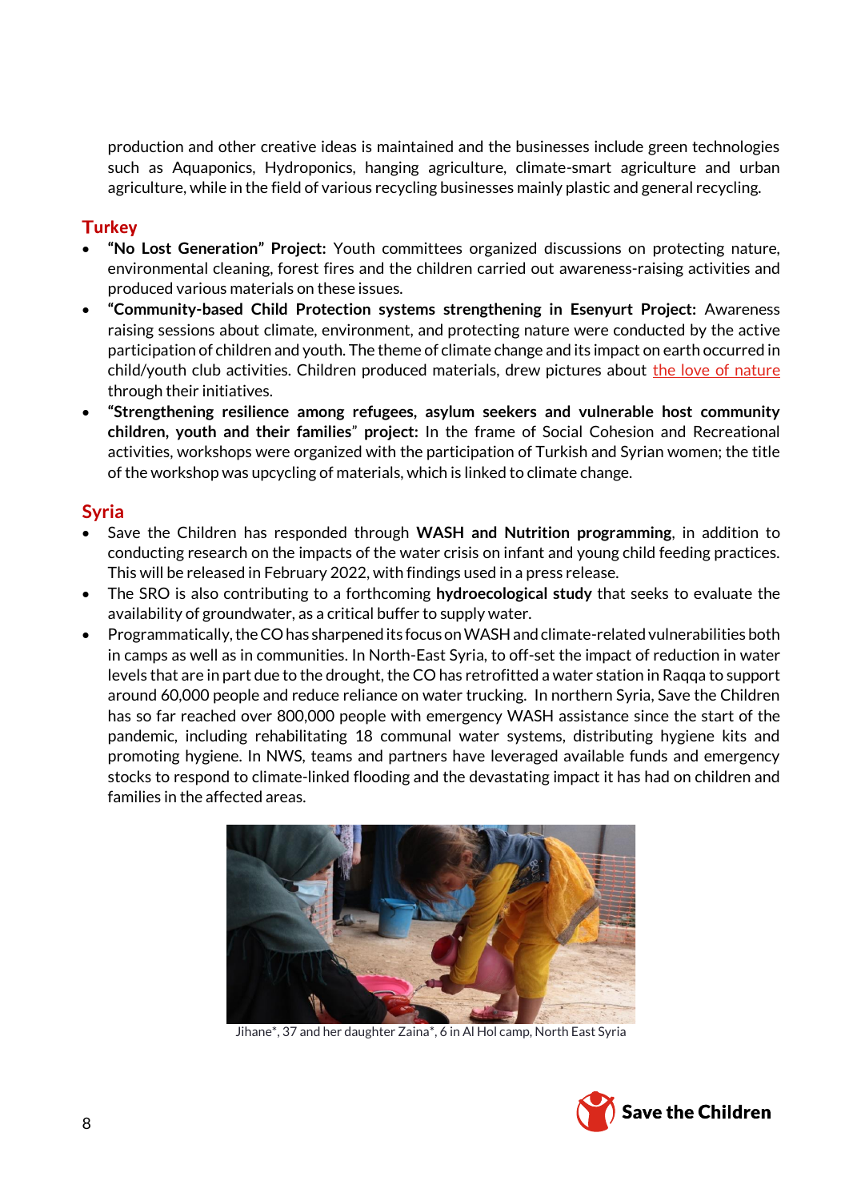production and other creative ideas is maintained and the businesses include green technologies such as Aquaponics, Hydroponics, hanging agriculture, climate-smart agriculture and urban agriculture, while in the field of various recycling businesses mainly plastic and general recycling.

## Turkey

- **"No Lost Generation" Project:** Youth committees organized discussions on protecting nature, environmental cleaning, forest fires and the children carried out awareness-raising activities and produced various materials on these issues.
- **"Community-based Child Protection systems strengthening in Esenyurt Project:** Awareness raising sessions about climate, environment, and protecting nature were conducted by the active participation of children and youth. The theme of climate change and its impact on earth occurred in child/youth club activities. Children produced materials, drew pictures about the love of nature through their initiatives.
- **"Strengthening resilience among refugees, asylum seekers and vulnerable host community children, youth and their families" project:** In the frame of Social Cohesion and Recreational activities, workshops were organized with the participation of Turkish and Syrian women; the title of the workshop was upcycling of materials, which is linked to climate change.

## Syria

- Save the Children has responded through **WASH and Nutrition programming**, in addition to conducting research on the impacts of the water crisis on infant and young child feeding practices. This will be released in February 2022, with findings used in a press release.
- The SRO is also contributing to a forthcoming **hydroecological study** that seeks to evaluate the availability of groundwater, as a critical buffer to supply water.
- Programmatically, the CO has sharpened its focus on WASH and climate-related vulnerabilities both in camps as well as in communities. In North-East Syria, to off-set the impact of reduction in water levels that are in part due to the drought, the CO has retrofitted a water station in Raqqa to support around 60,000 people and reduce reliance on water trucking. In northern Syria, Save the Children has so far reached over 800,000 people with emergency WASH assistance since the start of the pandemic, including rehabilitating 18 communal water systems, distributing hygiene kits and promoting hygiene. In NWS, teams and partners have leveraged available funds and emergency stocks to respond to climate-linked flooding and the devastating impact it has had on children and families in the affected areas.

Jihane*, 37 and her daughter Zaina*, 6 in Al Hol camp, North East Syria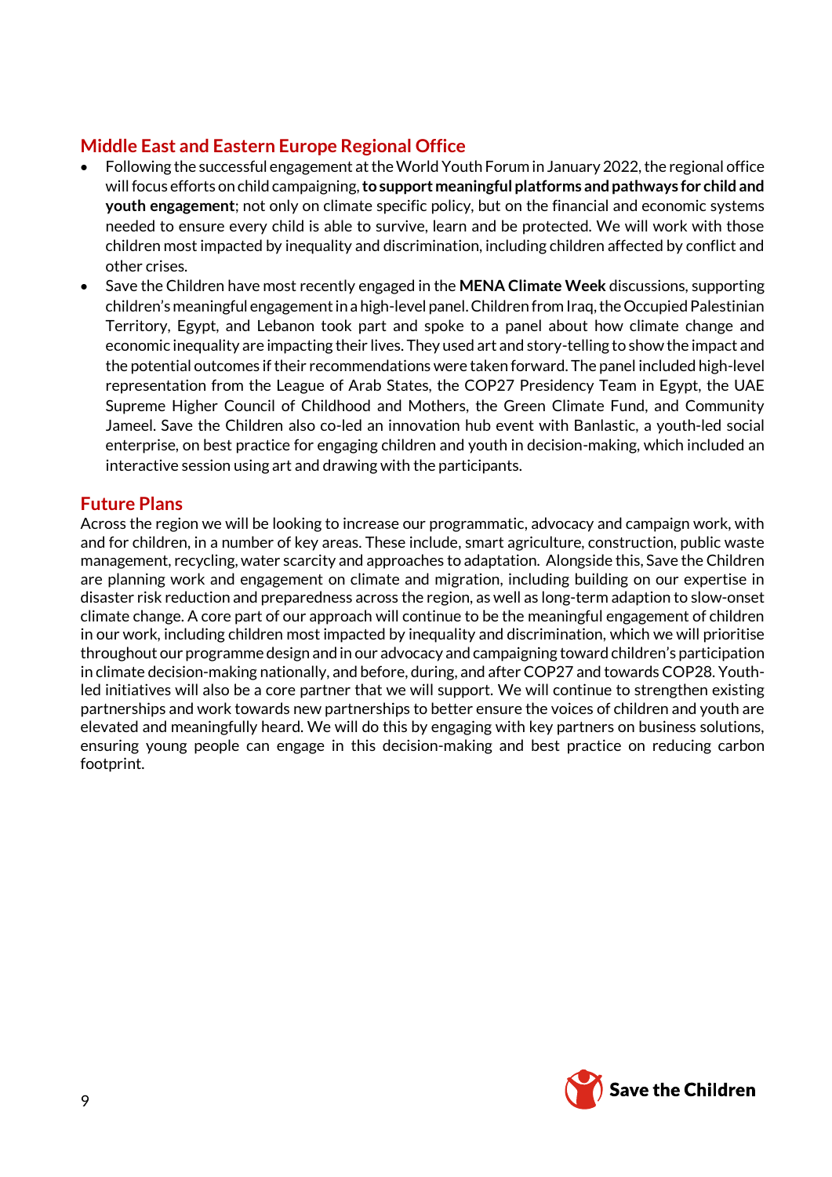## Middle East and Eastern Europe Regional Office

- Following the successful engagement at the World Youth Forum in January 2022, the regional office will focus efforts on child campaigning, **to support meaningful platforms and pathways for child and youth engagement**; not only on climate specific policy, but on the financial and economic systems needed to ensure every child is able to survive, learn and be protected. We will work with those children most impacted by inequality and discrimination, including children affected by conflict and other crises.
- Save the Children have most recently engaged in the **MENA Climate Week** discussions, supporting children's meaningful engagement in a high-level panel. Children from Iraq, the Occupied Palestinian Territory, Egypt, and Lebanon took part and spoke to a panel about how climate change and economic inequality are impacting their lives. They used art and story-telling to show the impact and the potential outcomes if their recommendations were taken forward. The panel included high-level representation from the League of Arab States, the COP27 Presidency Team in Egypt, the UAE Supreme Higher Council of Childhood and Mothers, the Green Climate Fund, and Community Jameel. Save the Children also co-led an innovation hub event with Banlastic, a youth-led social enterprise, on best practice for engaging children and youth in decision-making, which included an interactive session using art and drawing with the participants.

## Future Plans

Across the region we will be looking to increase our programmatic, advocacy and campaign work, with and for children, in a number of key areas. These include, smart agriculture, construction, public waste management, recycling, water scarcity and approaches to adaptation. Alongside this, Save the Children are planning work and engagement on climate and migration, including building on our expertise in disaster risk reduction and preparedness across the region, as well as long-term adaption to slow-onset climate change. A core part of our approach will continue to be the meaningful engagement of children in our work, including children most impacted by inequality and discrimination, which we will prioritise throughout our programme design and in our advocacy and campaigning toward children's participation in climate decision-making nationally, and before, during, and after COP27 and towards COP28. Youth-led initiatives will also be a core partner that we will support. We will continue to strengthen existing partnerships and work towards new partnerships to better ensure the voices of children and youth are elevated and meaningfully heard. We will do this by engaging with key partners on business solutions, ensuring young people can engage in this decision-making and best practice on reducing carbon footprint.